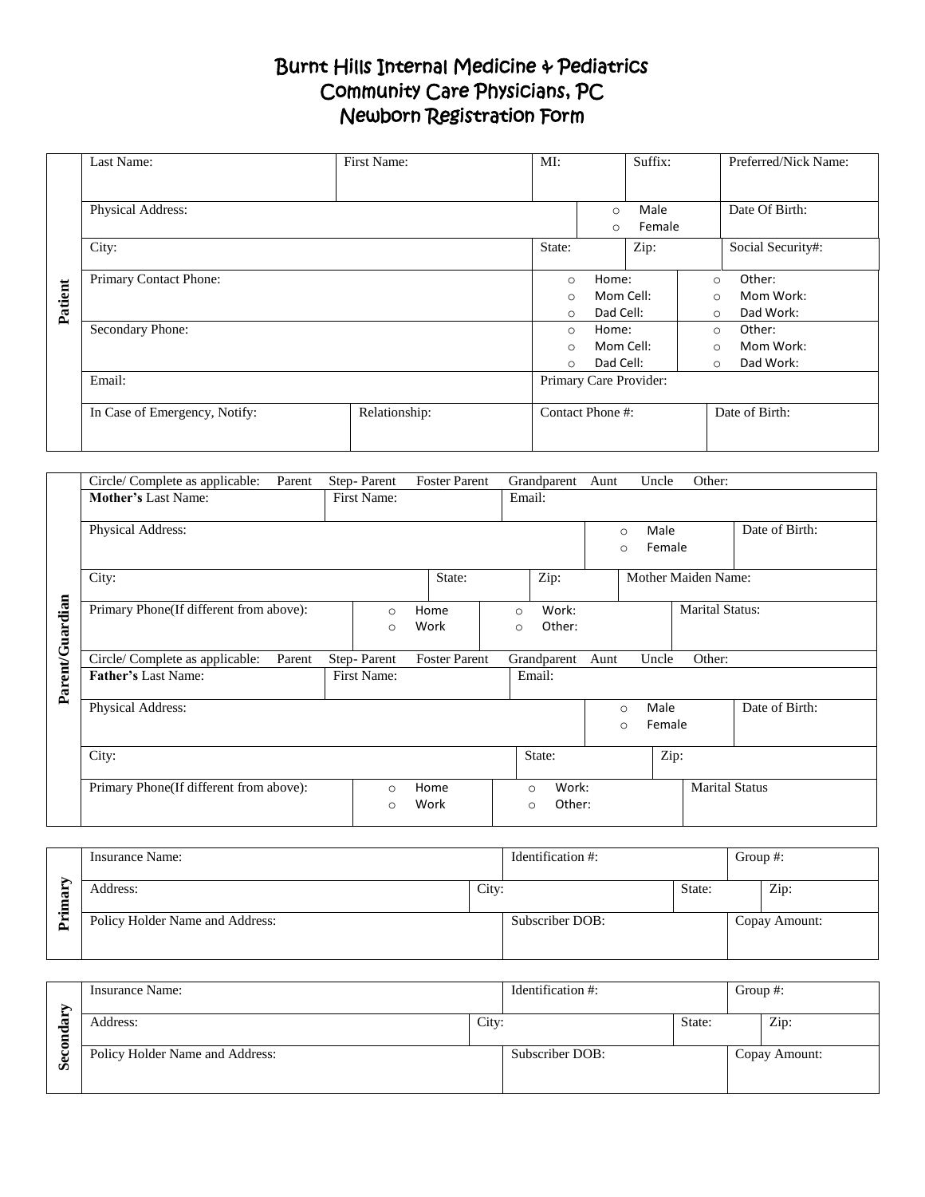# Burnt Hills Internal Medicine & Pediatrics
# Community Care Physicians, PC
# Newborn Registration Form

## Patient

| Last Name: | First Name: | MI: | Suffix: | Preferred/Nick Name: |
|---|---|---|---|---|
| Physical Address: | | ○ Male ○ Female | | Date Of Birth: |
| City: | | State: | Zip: | Social Security#: |
| Primary Contact Phone: | | ○ Home: ○ Mom Cell: ○ Dad Cell: | ○ Other: ○ Mom Work: ○ Dad Work: | |
| Secondary Phone: | | ○ Home: ○ Mom Cell: ○ Dad Cell: | ○ Other: ○ Mom Work: ○ Dad Work: | |
| Email: | | Primary Care Provider: | | |
| In Case of Emergency, Notify: | Relationship: | Contact Phone #: | | Date of Birth: |

## Parent/Guardian

Circle/ Complete as applicable: Parent Step- Parent Foster Parent Grandparent Aunt Uncle Other:

| **Mother's** Last Name: | First Name: | Email: | | |
|---|---|---|---|---|
| Physical Address: | | | ○ Male ○ Female | Date of Birth: |
| City: | State: | Zip: | Mother Maiden Name: | |
| Primary Phone(If different from above): | ○ Home ○ Work | ○ Work: ○ Other: | Marital Status: | |

Circle/ Complete as applicable: Parent Step- Parent Foster Parent Grandparent Aunt Uncle Other:

| **Father's** Last Name: | First Name: | Email: | | |
|---|---|---|---|---|
| Physical Address: | | | ○ Male ○ Female | Date of Birth: |
| City: | | State: | Zip: | |
| Primary Phone(If different from above): | ○ Home ○ Work | ○ Work: ○ Other: | Marital Status | |

## Primary

| Insurance Name: | | Identification #: | | Group #: |
|---|---|---|---|---|
| Address: | City: | | State: | Zip: |
| Policy Holder Name and Address: | | Subscriber DOB: | | Copay Amount: |

## Secondary

| Insurance Name: | | Identification #: | | Group #: |
|---|---|---|---|---|
| Address: | City: | | State: | Zip: |
| Policy Holder Name and Address: | | Subscriber DOB: | | Copay Amount: |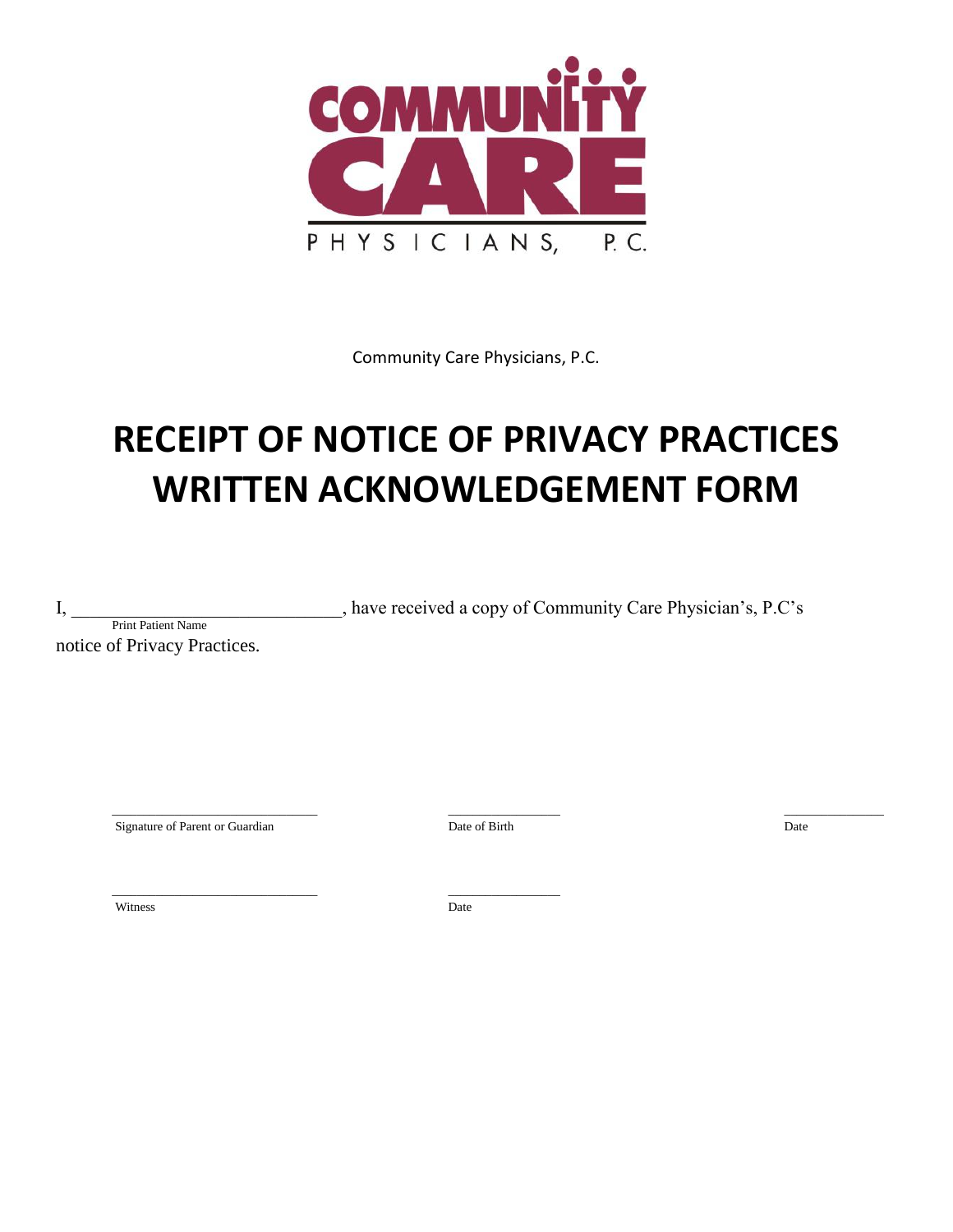COMMUNITY CARE PHYSICIANS, P.C.

Community Care Physicians, P.C.

# RECEIPT OF NOTICE OF PRIVACY PRACTICES WRITTEN ACKNOWLEDGEMENT FORM

I, ______________________________, have received a copy of Community Care Physician's, P.C's
Print Patient Name
notice of Privacy Practices.

______________________________ ________________ ______________
Signature of Parent or Guardian Date of Birth Date

______________________________ ________________
Witness Date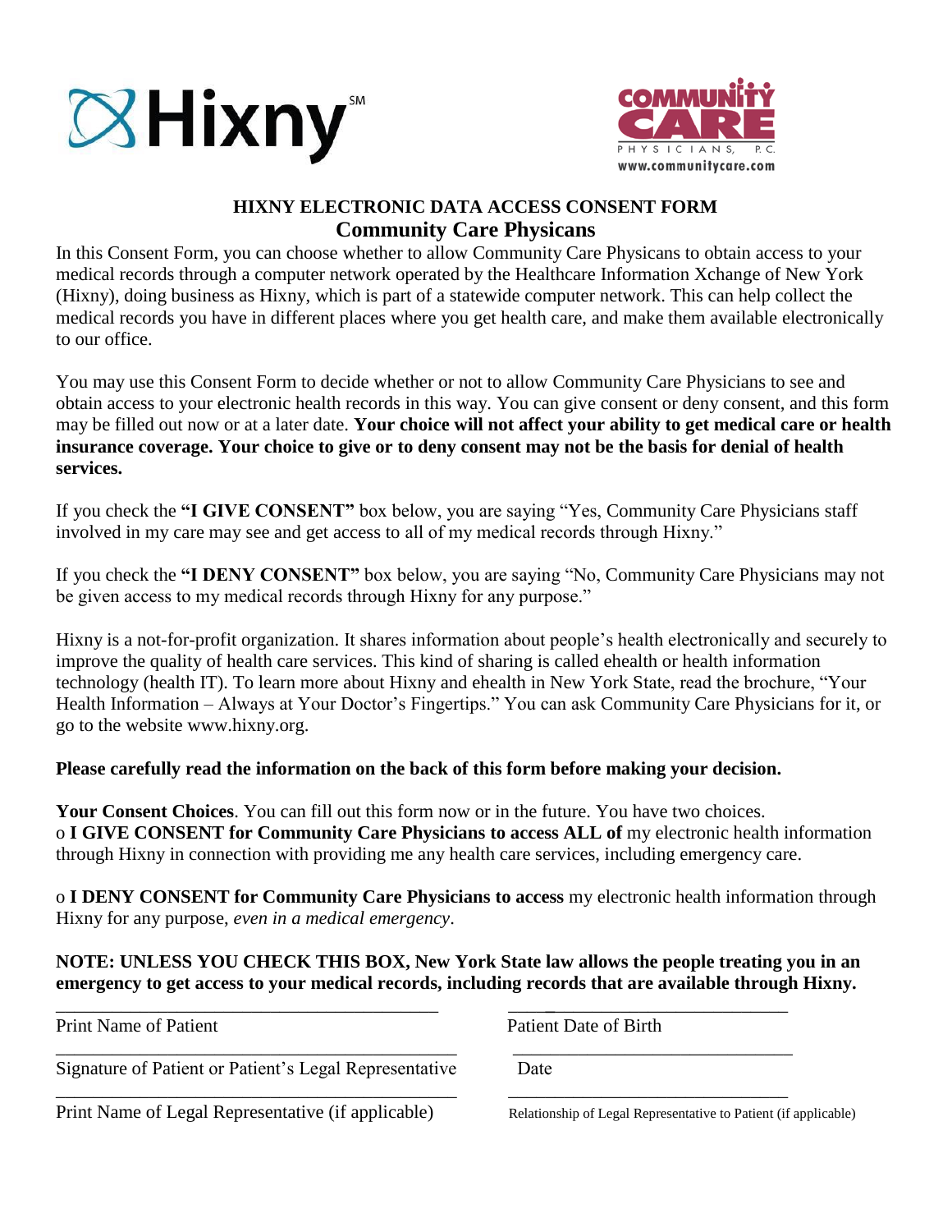# HIXNY ELECTRONIC DATA ACCESS CONSENT FORM

## Community Care Physicans

In this Consent Form, you can choose whether to allow Community Care Physicans to obtain access to your medical records through a computer network operated by the Healthcare Information Xchange of New York (Hixny), doing business as Hixny, which is part of a statewide computer network. This can help collect the medical records you have in different places where you get health care, and make them available electronically to our office.

You may use this Consent Form to decide whether or not to allow Community Care Physicians to see and obtain access to your electronic health records in this way. You can give consent or deny consent, and this form may be filled out now or at a later date. **Your choice will not affect your ability to get medical care or health insurance coverage. Your choice to give or to deny consent may not be the basis for denial of health services.**

If you check the **"I GIVE CONSENT"** box below, you are saying "Yes, Community Care Physicians staff involved in my care may see and get access to all of my medical records through Hixny."

If you check the **"I DENY CONSENT"** box below, you are saying "No, Community Care Physicians may not be given access to my medical records through Hixny for any purpose."

Hixny is a not-for-profit organization. It shares information about people's health electronically and securely to improve the quality of health care services. This kind of sharing is called ehealth or health information technology (health IT). To learn more about Hixny and ehealth in New York State, read the brochure, "Your Health Information – Always at Your Doctor's Fingertips." You can ask Community Care Physicians for it, or go to the website www.hixny.org.

**Please carefully read the information on the back of this form before making your decision.**

**Your Consent Choices**. You can fill out this form now or in the future. You have two choices.

o **I GIVE CONSENT for Community Care Physicians to access ALL of** my electronic health information through Hixny in connection with providing me any health care services, including emergency care.

o **I DENY CONSENT for Community Care Physicians to access** my electronic health information through Hixny for any purpose, *even in a medical emergency*.

**NOTE: UNLESS YOU CHECK THIS BOX, New York State law allows the people treating you in an emergency to get access to your medical records, including records that are available through Hixny.**

\_\_\_\_\_\_\_\_\_\_\_\_\_\_\_\_\_\_\_\_\_\_\_\_\_\_\_\_\_\_\_\_\_\_\_\_\_\_\_\_ Print Name of Patient

\_\_\_\_\_\_\_\_\_\_\_\_\_\_\_\_\_\_\_\_\_\_\_\_\_\_\_\_\_\_ Patient Date of Birth

\_\_\_\_\_\_\_\_\_\_\_\_\_\_\_\_\_\_\_\_\_\_\_\_\_\_\_\_\_\_\_\_\_\_\_\_\_\_\_\_ Signature of Patient or Patient's Legal Representative

\_\_\_\_\_\_\_\_\_\_\_\_\_\_\_\_\_\_\_\_\_\_\_\_\_\_\_\_\_\_ Date

\_\_\_\_\_\_\_\_\_\_\_\_\_\_\_\_\_\_\_\_\_\_\_\_\_\_\_\_\_\_\_\_\_\_\_\_\_\_\_\_ Print Name of Legal Representative (if applicable)

\_\_\_\_\_\_\_\_\_\_\_\_\_\_\_\_\_\_\_\_\_\_\_\_\_\_\_\_\_\_ Relationship of Legal Representative to Patient (if applicable)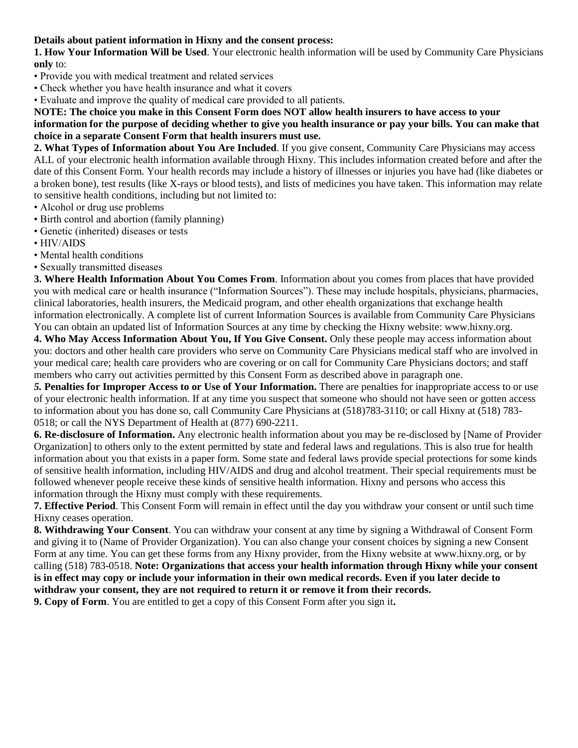**Details about patient information in Hixny and the consent process:**

**1. How Your Information Will be Used**. Your electronic health information will be used by Community Care Physicians **only** to:

- Provide you with medical treatment and related services
- Check whether you have health insurance and what it covers
- Evaluate and improve the quality of medical care provided to all patients.

**NOTE: The choice you make in this Consent Form does NOT allow health insurers to have access to your information for the purpose of deciding whether to give you health insurance or pay your bills. You can make that choice in a separate Consent Form that health insurers must use.**

**2. What Types of Information about You Are Included**. If you give consent, Community Care Physicians may access ALL of your electronic health information available through Hixny. This includes information created before and after the date of this Consent Form. Your health records may include a history of illnesses or injuries you have had (like diabetes or a broken bone), test results (like X-rays or blood tests), and lists of medicines you have taken. This information may relate to sensitive health conditions, including but not limited to:

- Alcohol or drug use problems
- Birth control and abortion (family planning)
- Genetic (inherited) diseases or tests
- HIV/AIDS
- Mental health conditions
- Sexually transmitted diseases

**3. Where Health Information About You Comes From**. Information about you comes from places that have provided you with medical care or health insurance ("Information Sources"). These may include hospitals, physicians, pharmacies, clinical laboratories, health insurers, the Medicaid program, and other ehealth organizations that exchange health information electronically. A complete list of current Information Sources is available from Community Care Physicians You can obtain an updated list of Information Sources at any time by checking the Hixny website: www.hixny.org.

**4. Who May Access Information About You, If You Give Consent.** Only these people may access information about you: doctors and other health care providers who serve on Community Care Physicians medical staff who are involved in your medical care; health care providers who are covering or on call for Community Care Physicians doctors; and staff members who carry out activities permitted by this Consent Form as described above in paragraph one.

***5.* Penalties for Improper Access to or Use of Your Information.** There are penalties for inappropriate access to or use of your electronic health information. If at any time you suspect that someone who should not have seen or gotten access to information about you has done so, call Community Care Physicians at (518)783-3110; or call Hixny at (518) 783-0518; or call the NYS Department of Health at (877) 690-2211.

**6. Re-disclosure of Information.** Any electronic health information about you may be re-disclosed by [Name of Provider Organization] to others only to the extent permitted by state and federal laws and regulations. This is also true for health information about you that exists in a paper form. Some state and federal laws provide special protections for some kinds of sensitive health information, including HIV/AIDS and drug and alcohol treatment. Their special requirements must be followed whenever people receive these kinds of sensitive health information. Hixny and persons who access this information through the Hixny must comply with these requirements.

**7. Effective Period**. This Consent Form will remain in effect until the day you withdraw your consent or until such time Hixny ceases operation.

**8. Withdrawing Your Consent**. You can withdraw your consent at any time by signing a Withdrawal of Consent Form and giving it to (Name of Provider Organization). You can also change your consent choices by signing a new Consent Form at any time. You can get these forms from any Hixny provider, from the Hixny website at www.hixny.org, or by calling (518) 783-0518. **Note: Organizations that access your health information through Hixny while your consent is in effect may copy or include your information in their own medical records. Even if you later decide to withdraw your consent, they are not required to return it or remove it from their records.**

**9. Copy of Form**. You are entitled to get a copy of this Consent Form after you sign it**.**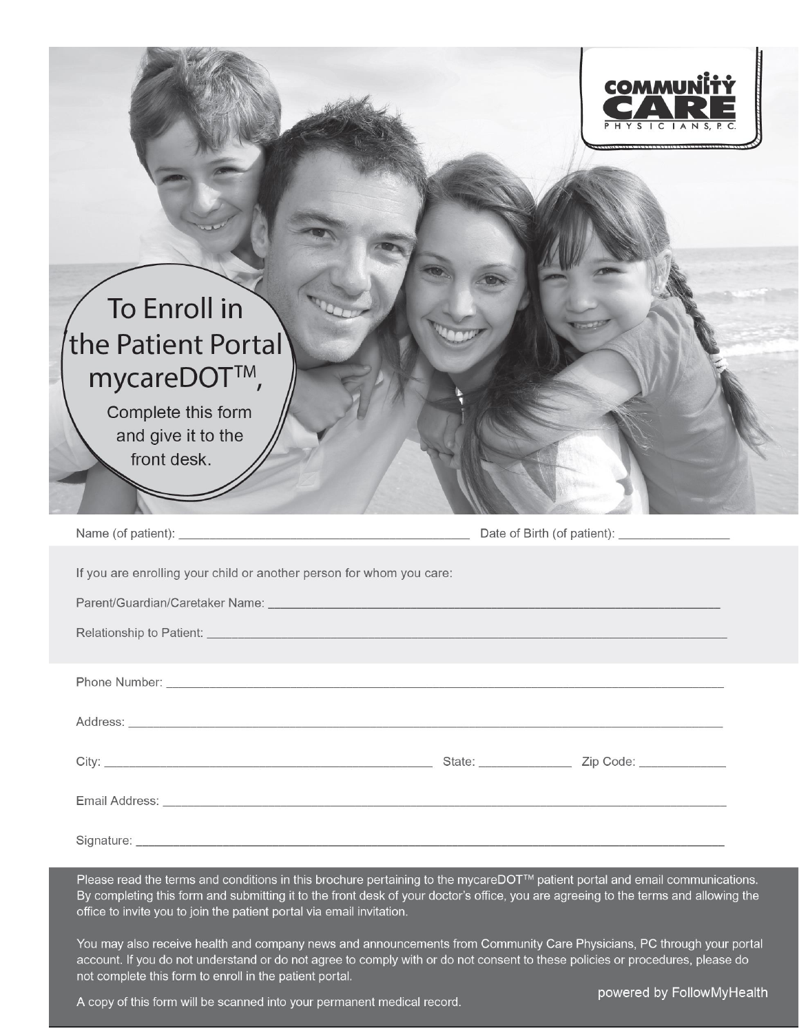COMMUNITY CARE PHYSICIANS, P.C.

# To Enroll in the Patient Portal mycareDOT™,

Complete this form and give it to the front desk.

Name (of patient): ____________________ Date of Birth (of patient): ____________

If you are enrolling your child or another person for whom you care:

Parent/Guardian/Caretaker Name: ____________________

Relationship to Patient: ____________________

Phone Number: ____________________

Address: ____________________

City: ____________________ State: __________ Zip Code: __________

Email Address: ____________________

Signature: ____________________

Please read the terms and conditions in this brochure pertaining to the mycareDOT™ patient portal and email communications. By completing this form and submitting it to the front desk of your doctor's office, you are agreeing to the terms and allowing the office to invite you to join the patient portal via email invitation.

You may also receive health and company news and announcements from Community Care Physicians, PC through your portal account. If you do not understand or do not agree to comply with or do not consent to these policies or procedures, please do not complete this form to enroll in the patient portal.

A copy of this form will be scanned into your permanent medical record.

powered by FollowMyHealth